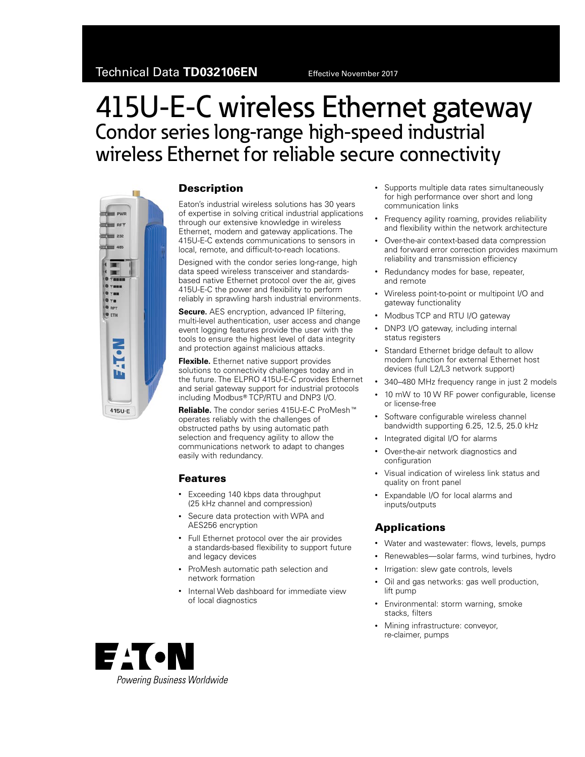Technical Data **TD032106EN** Effective November 2017

# 415U-E-C wireless Ethernet gateway

## Condor series long-range high-speed industrial wireless Ethernet for reliable secure connectivity

### Description

Eaton's industrial wireless solutions has 30 years of expertise in solving critical industrial applications through our extensive knowledge in wireless Ethernet, modem and gateway applications. The 415U-E-C extends communications to sensors in local, remote, and difficult-to-reach locations.

Designed with the condor series long-range, high data speed wireless transceiver and standards-based native Ethernet protocol over the air, gives 415U-E-C the power and flexibility to perform reliably in sprawling harsh industrial environments.

**Secure.** AES encryption, advanced IP filtering, multi-level authentication, user access and change event logging features provide the user with the tools to ensure the highest level of data integrity and protection against malicious attacks.

**Flexible.** Ethernet native support provides solutions to connectivity challenges today and in the future. The ELPRO 415U-E-C provides Ethernet and serial gateway support for industrial protocols including Modbus® TCP/RTU and DNP3 I/O.

**Reliable.** The condor series 415U-E-C ProMesh™ operates reliably with the challenges of obstructed paths by using automatic path selection and frequency agility to allow the communications network to adapt to changes easily with redundancy.

### Features

- Exceeding 140 kbps data throughput (25 kHz channel and compression)
- Secure data protection with WPA and AES256 encryption
- Full Ethernet protocol over the air provides a standards-based flexibility to support future and legacy devices
- ProMesh automatic path selection and network formation
- Internal Web dashboard for immediate view of local diagnostics
- Supports multiple data rates simultaneously for high performance over short and long communication links
- Frequency agility roaming, provides reliability and flexibility within the network architecture
- Over-the-air context-based data compression and forward error correction provides maximum reliability and transmission efficiency
- Redundancy modes for base, repeater, and remote
- Wireless point-to-point or multipoint I/O and gateway functionality
- Modbus TCP and RTU I/O gateway
- DNP3 I/O gateway, including internal status registers
- Standard Ethernet bridge default to allow modem function for external Ethernet host devices (full L2/L3 network support)
- 340–480 MHz frequency range in just 2 models
- 10 mW to 10 W RF power configurable, license or license-free
- Software configurable wireless channel bandwidth supporting 6.25, 12.5, 25.0 kHz
- Integrated digital I/O for alarms
- Over-the-air network diagnostics and configuration
- Visual indication of wireless link status and quality on front panel
- Expandable I/O for local alarms and inputs/outputs

### Applications

- Water and wastewater: flows, levels, pumps
- Renewables—solar farms, wind turbines, hydro
- Irrigation: slew gate controls, levels
- Oil and gas networks: gas well production, lift pump
- Environmental: storm warning, smoke stacks, filters
- Mining infrastructure: conveyor, re-claimer, pumps

EATON

*Powering Business Worldwide*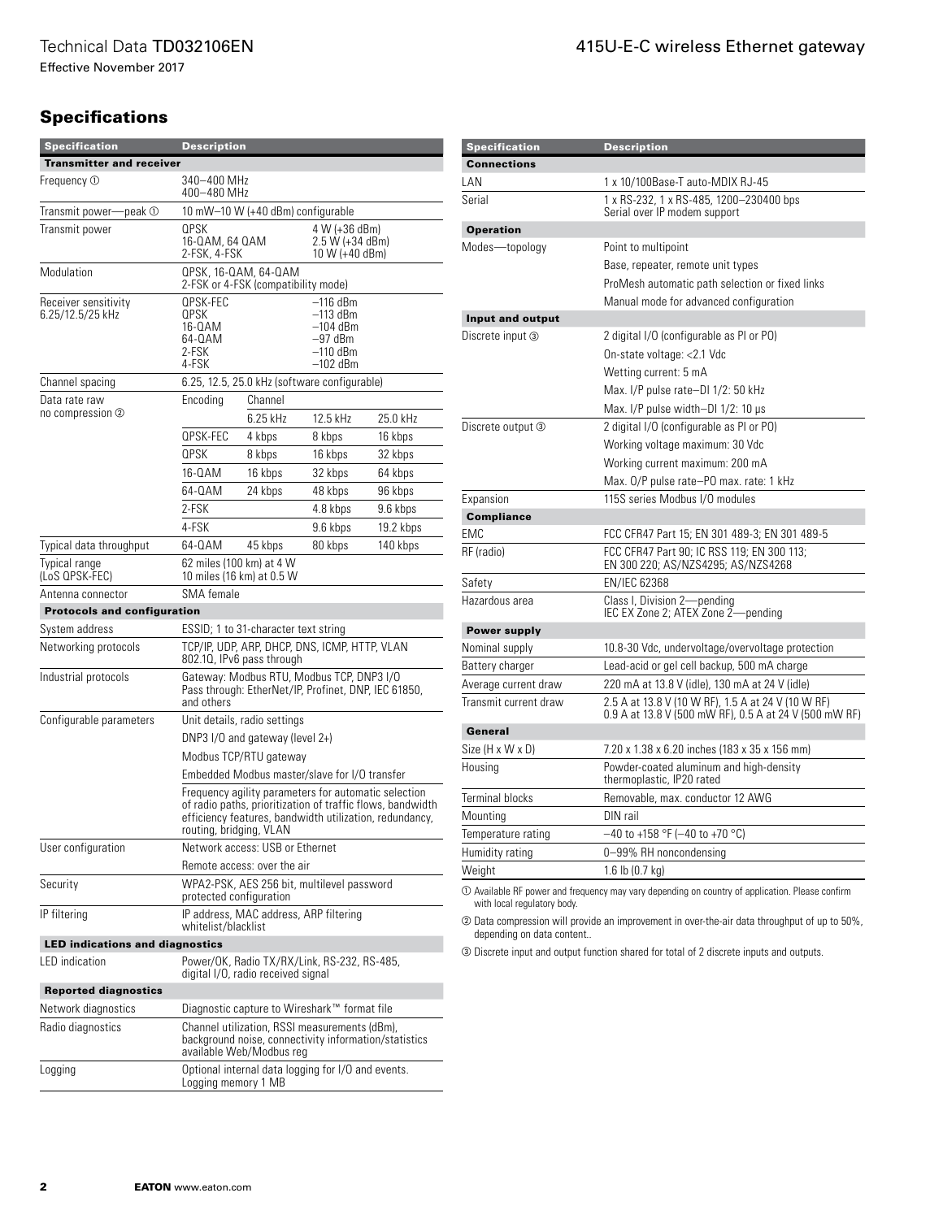## Specifications

| Specification | Description | | | |
|---|---|---|---|---|
| **Transmitter and receiver** | | | | |
| Frequency ① | 340–400 MHz<br>400–480 MHz | | | |
| Transmit power—peak ① | 10 mW–10 W (+40 dBm) configurable | | | |
| Transmit power | QPSK<br>16-QAM, 64 QAM<br>2-FSK, 4-FSK | | 4 W (+36 dBm)<br>2.5 W (+34 dBm)<br>10 W (+40 dBm) | |
| Modulation | QPSK, 16-QAM, 64-QAM<br>2-FSK or 4-FSK (compatibility mode) | | | |
| Receiver sensitivity 6.25/12.5/25 kHz | QPSK-FEC<br>QPSK<br>16-QAM<br>64-QAM<br>2-FSK<br>4-FSK | | –116 dBm<br>–113 dBm<br>–104 dBm<br>–97 dBm<br>–110 dBm<br>–102 dBm | |
| Channel spacing | 6.25, 12.5, 25.0 kHz (software configurable) | | | |
| Data rate raw no compression ② | Encoding | Channel | | |
| | | 6.25 kHz | 12.5 kHz | 25.0 kHz |
| | QPSK-FEC | 4 kbps | 8 kbps | 16 kbps |
| | QPSK | 8 kbps | 16 kbps | 32 kbps |
| | 16-QAM | 16 kbps | 32 kbps | 64 kbps |
| | 64-QAM | 24 kbps | 48 kbps | 96 kbps |
| | 2-FSK | | 4.8 kbps | 9.6 kbps |
| | 4-FSK | | 9.6 kbps | 19.2 kbps |
| Typical data throughput | 64-QAM | 45 kbps | 80 kbps | 140 kbps |
| Typical range (LoS QPSK-FEC) | 62 miles (100 km) at 4 W<br>10 miles (16 km) at 0.5 W | | | |
| Antenna connector | SMA female | | | |
| **Protocols and configuration** | | | | |
| System address | ESSID; 1 to 31-character text string | | | |
| Networking protocols | TCP/IP, UDP, ARP, DHCP, DNS, ICMP, HTTP, VLAN 802.1Q, IPv6 pass through | | | |
| Industrial protocols | Gateway: Modbus RTU, Modbus TCP, DNP3 I/O<br>Pass through: EtherNet/IP, Profinet, DNP, IEC 61850, and others | | | |
| Configurable parameters | Unit details, radio settings | | | |
| | DNP3 I/O and gateway (level 2+) | | | |
| | Modbus TCP/RTU gateway | | | |
| | Embedded Modbus master/slave for I/O transfer | | | |
| | Frequency agility parameters for automatic selection of radio paths, prioritization of traffic flows, bandwidth efficiency features, bandwidth utilization, redundancy, routing, bridging, VLAN | | | |
| User configuration | Network access: USB or Ethernet | | | |
| | Remote access: over the air | | | |
| Security | WPA2-PSK, AES 256 bit, multilevel password protected configuration | | | |
| IP filtering | IP address, MAC address, ARP filtering whitelist/blacklist | | | |
| **LED indications and diagnostics** | | | | |
| LED indication | Power/OK, Radio TX/RX/Link, RS-232, RS-485, digital I/O, radio received signal | | | |
| **Reported diagnostics** | | | | |
| Network diagnostics | Diagnostic capture to Wireshark™ format file | | | |
| Radio diagnostics | Channel utilization, RSSI measurements (dBm), background noise, connectivity information/statistics available Web/Modbus reg | | | |
| Logging | Optional internal data logging for I/O and events. Logging memory 1 MB | | | |

| Specification | Description |
|---|---|
| **Connections** | |
| LAN | 1 x 10/100Base-T auto-MDIX RJ-45 |
| Serial | 1 x RS-232, 1 x RS-485, 1200–230400 bps<br>Serial over IP modem support |
| **Operation** | |
| Modes—topology | Point to multipoint |
| | Base, repeater, remote unit types |
| | ProMesh automatic path selection or fixed links |
| | Manual mode for advanced configuration |
| **Input and output** | |
| Discrete input ③ | 2 digital I/O (configurable as PI or PO) |
| | On-state voltage: <2.1 Vdc |
| | Wetting current: 5 mA |
| | Max. I/P pulse rate–DI 1/2: 50 kHz |
| | Max. I/P pulse width–DI 1/2: 10 µs |
| Discrete output ③ | 2 digital I/O (configurable as PI or PO) |
| | Working voltage maximum: 30 Vdc |
| | Working current maximum: 200 mA |
| | Max. O/P pulse rate–PO max. rate: 1 kHz |
| Expansion | 115S series Modbus I/O modules |
| **Compliance** | |
| EMC | FCC CFR47 Part 15; EN 301 489-3; EN 301 489-5 |
| RF (radio) | FCC CFR47 Part 90; IC RSS 119; EN 300 113; EN 300 220; AS/NZS4295; AS/NZS4268 |
| Safety | EN/IEC 62368 |
| Hazardous area | Class I, Division 2—pending<br>IEC EX Zone 2; ATEX Zone 2—pending |
| **Power supply** | |
| Nominal supply | 10.8-30 Vdc, undervoltage/overvoltage protection |
| Battery charger | Lead-acid or gel cell backup, 500 mA charge |
| Average current draw | 220 mA at 13.8 V (idle), 130 mA at 24 V (idle) |
| Transmit current draw | 2.5 A at 13.8 V (10 W RF), 1.5 A at 24 V (10 W RF)<br>0.9 A at 13.8 V (500 mW RF), 0.5 A at 24 V (500 mW RF) |
| **General** | |
| Size (H x W x D) | 7.20 x 1.38 x 6.20 inches (183 x 35 x 156 mm) |
| Housing | Powder-coated aluminum and high-density thermoplastic, IP20 rated |
| Terminal blocks | Removable, max. conductor 12 AWG |
| Mounting | DIN rail |
| Temperature rating | –40 to +158 °F (–40 to +70 °C) |
| Humidity rating | 0–99% RH noncondensing |
| Weight | 1.6 lb (0.7 kg) |

① Available RF power and frequency may vary depending on country of application. Please confirm with local regulatory body.

② Data compression will provide an improvement in over-the-air data throughput of up to 50%, depending on data content..

③ Discrete input and output function shared for total of 2 discrete inputs and outputs.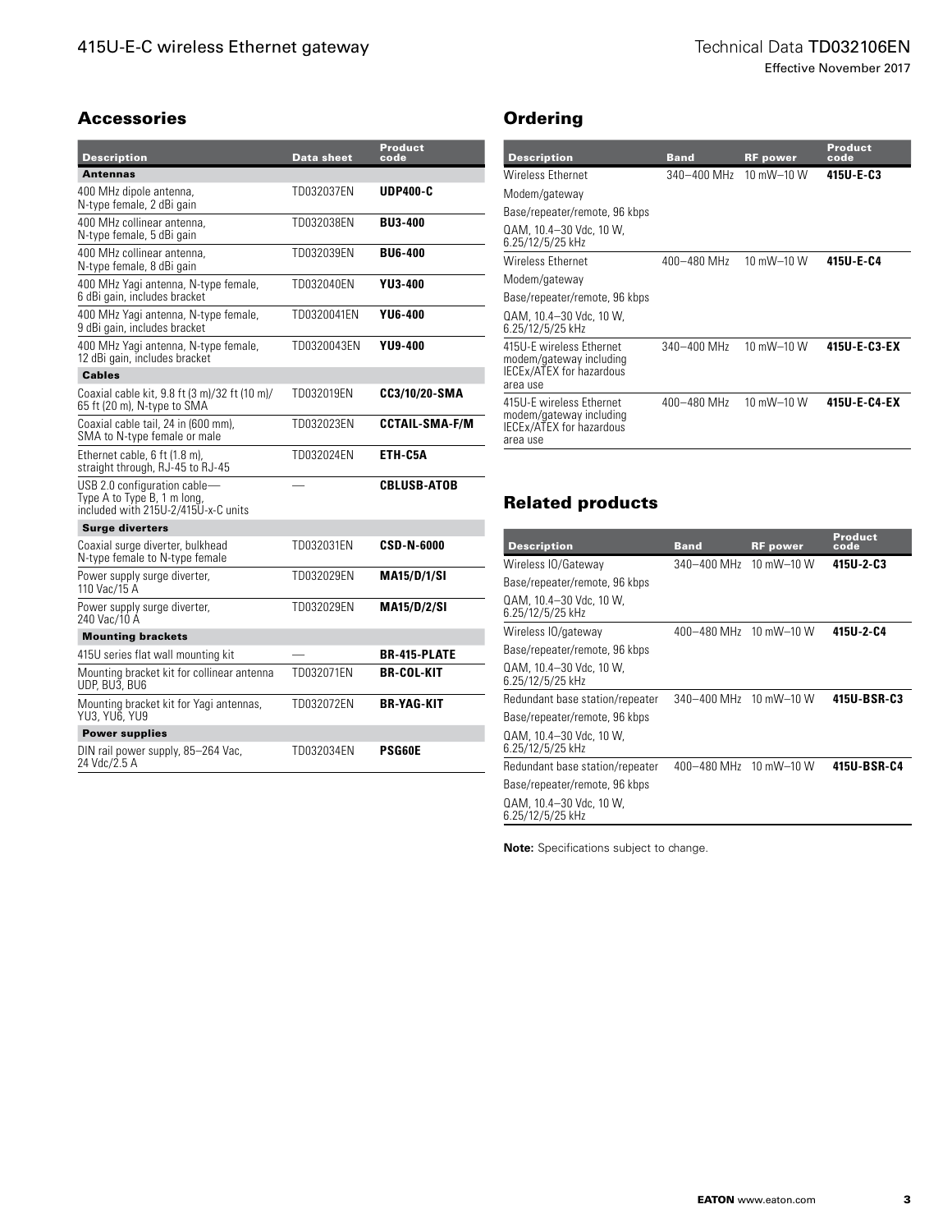## Accessories

| Description | Data sheet | Product code |
| --- | --- | --- |
| **Antennas** | | |
| 400 MHz dipole antenna, N-type female, 2 dBi gain | TD032037EN | **UDP400-C** |
| 400 MHz collinear antenna, N-type female, 5 dBi gain | TD032038EN | **BU3-400** |
| 400 MHz collinear antenna, N-type female, 8 dBi gain | TD032039EN | **BU6-400** |
| 400 MHz Yagi antenna, N-type female, 6 dBi gain, includes bracket | TD032040EN | **YU3-400** |
| 400 MHz Yagi antenna, N-type female, 9 dBi gain, includes bracket | TD0320041EN | **YU6-400** |
| 400 MHz Yagi antenna, N-type female, 12 dBi gain, includes bracket | TD0320043EN | **YU9-400** |
| **Cables** | | |
| Coaxial cable kit, 9.8 ft (3 m)/32 ft (10 m)/ 65 ft (20 m), N-type to SMA | TD032019EN | **CC3/10/20-SMA** |
| Coaxial cable tail, 24 in (600 mm), SMA to N-type female or male | TD032023EN | **CCTAIL-SMA-F/M** |
| Ethernet cable, 6 ft (1.8 m), straight through, RJ-45 to RJ-45 | TD032024EN | **ETH-C5A** |
| USB 2.0 configuration cable—Type A to Type B, 1 m long, included with 215U-2/415U-x-C units | — | **CBLUSB-ATOB** |
| **Surge diverters** | | |
| Coaxial surge diverter, bulkhead N-type female to N-type female | TD032031EN | **CSD-N-6000** |
| Power supply surge diverter, 110 Vac/15 A | TD032029EN | **MA15/D/1/SI** |
| Power supply surge diverter, 240 Vac/10 A | TD032029EN | **MA15/D/2/SI** |
| **Mounting brackets** | | |
| 415U series flat wall mounting kit | — | **BR-415-PLATE** |
| Mounting bracket kit for collinear antenna UDP, BU3, BU6 | TD032071EN | **BR-COL-KIT** |
| Mounting bracket kit for Yagi antennas, YU3, YU6, YU9 | TD032072EN | **BR-YAG-KIT** |
| **Power supplies** | | |
| DIN rail power supply, 85–264 Vac, 24 Vdc/2.5 A | TD032034EN | **PSG60E** |

## Ordering

| Description | Band | RF power | Product code |
| --- | --- | --- | --- |
| Wireless Ethernet Modem/gateway Base/repeater/remote, 96 kbps QAM, 10.4–30 Vdc, 10 W, 6.25/12/5/25 kHz | 340–400 MHz | 10 mW–10 W | **415U-E-C3** |
| Wireless Ethernet Modem/gateway Base/repeater/remote, 96 kbps QAM, 10.4–30 Vdc, 10 W, 6.25/12/5/25 kHz | 400–480 MHz | 10 mW–10 W | **415U-E-C4** |
| 415U-E wireless Ethernet modem/gateway including IECEx/ATEX for hazardous area use | 340–400 MHz | 10 mW–10 W | **415U-E-C3-EX** |
| 415U-E wireless Ethernet modem/gateway including IECEx/ATEX for hazardous area use | 400–480 MHz | 10 mW–10 W | **415U-E-C4-EX** |

## Related products

| Description | Band | RF power | Product code |
| --- | --- | --- | --- |
| Wireless IO/Gateway Base/repeater/remote, 96 kbps QAM, 10.4–30 Vdc, 10 W, 6.25/12/5/25 kHz | 340–400 MHz | 10 mW–10 W | **415U-2-C3** |
| Wireless IO/gateway Base/repeater/remote, 96 kbps QAM, 10.4–30 Vdc, 10 W, 6.25/12/5/25 kHz | 400–480 MHz | 10 mW–10 W | **415U-2-C4** |
| Redundant base station/repeater Base/repeater/remote, 96 kbps QAM, 10.4–30 Vdc, 10 W, 6.25/12/5/25 kHz | 340–400 MHz | 10 mW–10 W | **415U-BSR-C3** |
| Redundant base station/repeater Base/repeater/remote, 96 kbps QAM, 10.4–30 Vdc, 10 W, 6.25/12/5/25 kHz | 400–480 MHz | 10 mW–10 W | **415U-BSR-C4** |

**Note:** Specifications subject to change.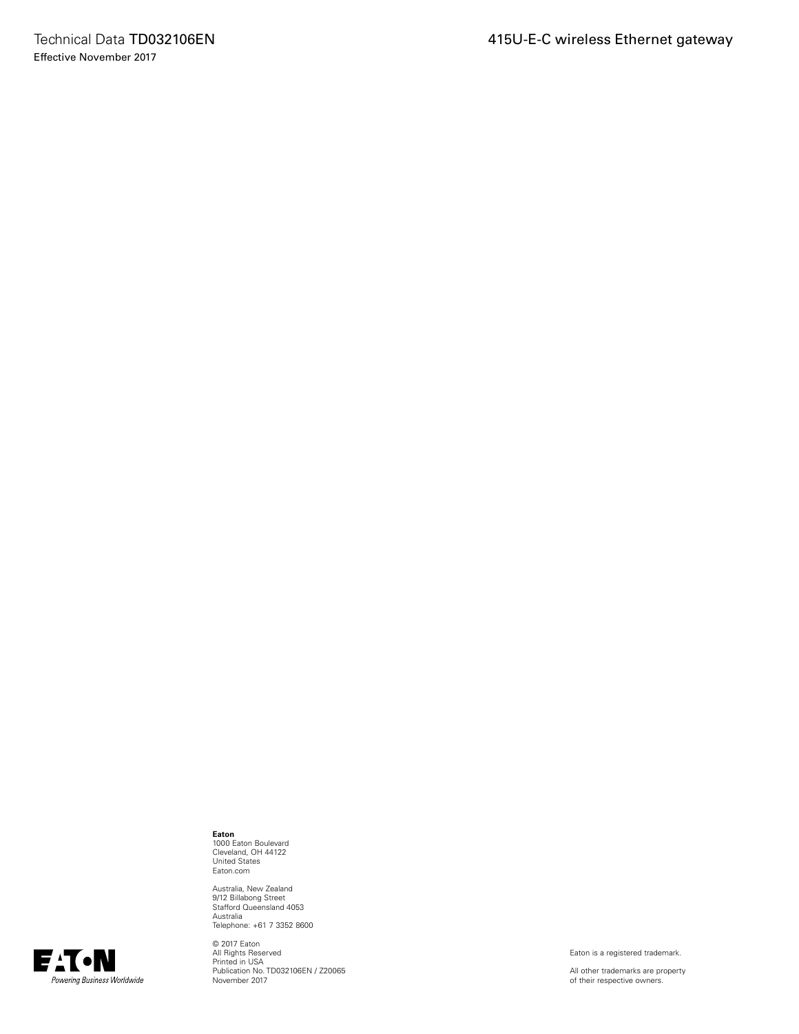**Eaton**
1000 Eaton Boulevard
Cleveland, OH 44122
United States
Eaton.com

Australia, New Zealand
9/12 Billabong Street
Stafford Queensland 4053
Australia
Telephone: +61 7 3352 8600

© 2017 Eaton
All Rights Reserved
Printed in USA
Publication No. TD032106EN / Z20065
November 2017

Eaton is a registered trademark.

All other trademarks are property of their respective owners.